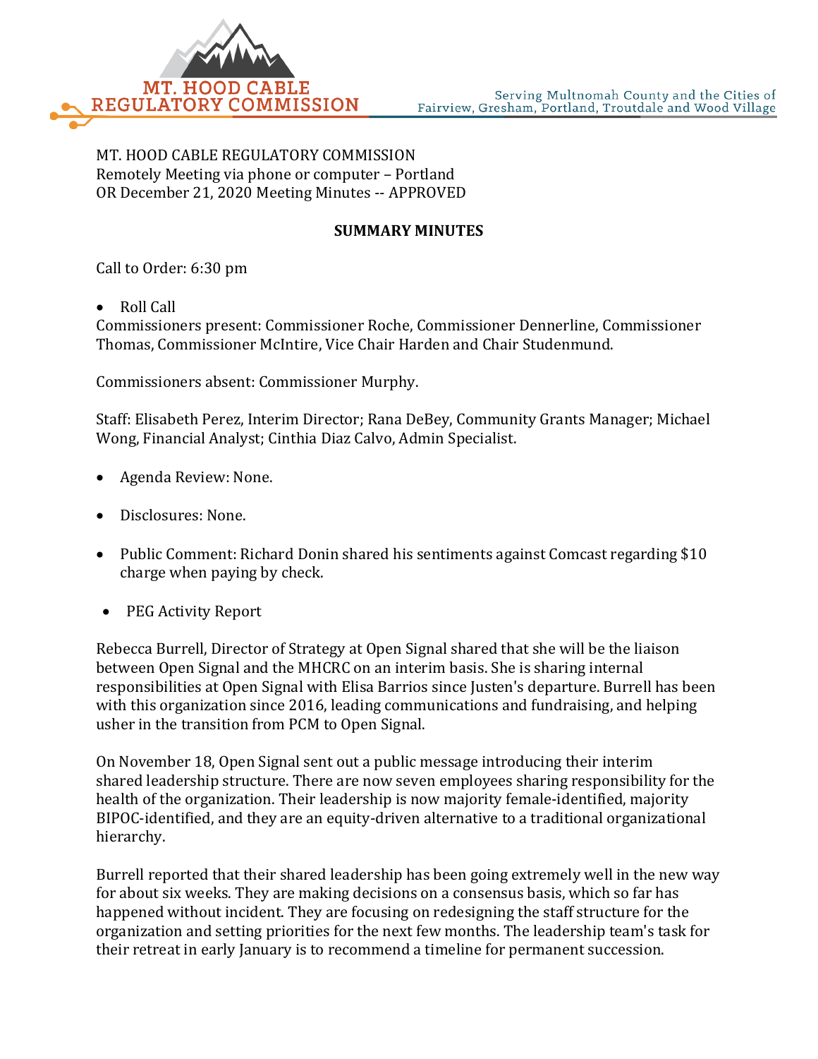MT. HOOD CABLE REGULATORY COMMISSION

Serving Multnomah County and the Cities of Fairview, Gresham, Portland, Troutdale and Wood Village

MT. HOOD CABLE REGULATORY COMMISSION
Remotely Meeting via phone or computer – Portland
OR December 21, 2020 Meeting Minutes -- APPROVED

**SUMMARY MINUTES**

Call to Order: 6:30 pm

- Roll Call

Commissioners present: Commissioner Roche, Commissioner Dennerline, Commissioner Thomas, Commissioner McIntire, Vice Chair Harden and Chair Studenmund.

Commissioners absent: Commissioner Murphy.

Staff: Elisabeth Perez, Interim Director; Rana DeBey, Community Grants Manager; Michael Wong, Financial Analyst; Cinthia Diaz Calvo, Admin Specialist.

- Agenda Review: None.
- Disclosures: None.
- Public Comment: Richard Donin shared his sentiments against Comcast regarding $10 charge when paying by check.
- PEG Activity Report

Rebecca Burrell, Director of Strategy at Open Signal shared that she will be the liaison between Open Signal and the MHCRC on an interim basis. She is sharing internal responsibilities at Open Signal with Elisa Barrios since Justen's departure. Burrell has been with this organization since 2016, leading communications and fundraising, and helping usher in the transition from PCM to Open Signal.

On November 18, Open Signal sent out a public message introducing their interim shared leadership structure. There are now seven employees sharing responsibility for the health of the organization. Their leadership is now majority female-identified, majority BIPOC-identified, and they are an equity-driven alternative to a traditional organizational hierarchy.

Burrell reported that their shared leadership has been going extremely well in the new way for about six weeks. They are making decisions on a consensus basis, which so far has happened without incident. They are focusing on redesigning the staff structure for the organization and setting priorities for the next few months. The leadership team's task for their retreat in early January is to recommend a timeline for permanent succession.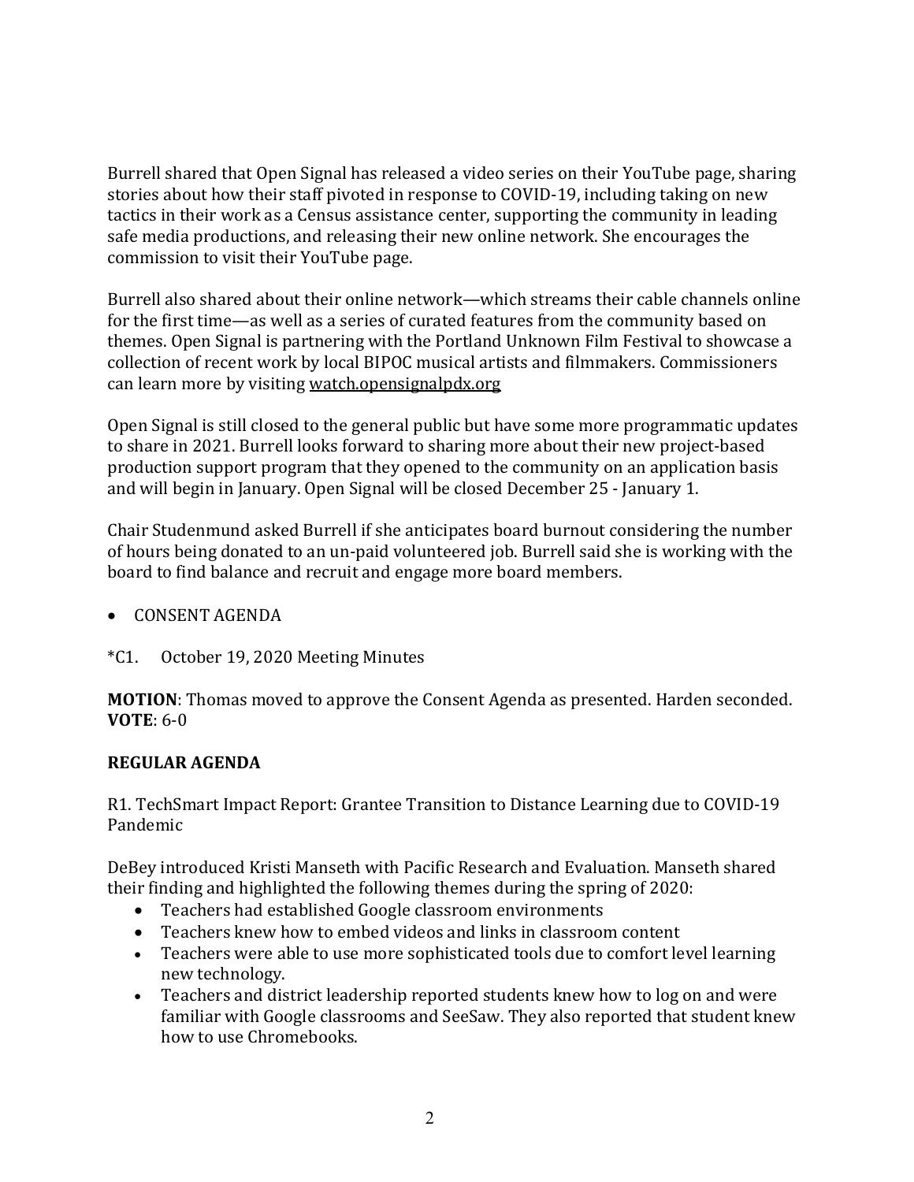Burrell shared that Open Signal has released a video series on their YouTube page, sharing stories about how their staff pivoted in response to COVID-19, including taking on new tactics in their work as a Census assistance center, supporting the community in leading safe media productions, and releasing their new online network. She encourages the commission to visit their YouTube page.

Burrell also shared about their online network—which streams their cable channels online for the first time—as well as a series of curated features from the community based on themes. Open Signal is partnering with the Portland Unknown Film Festival to showcase a collection of recent work by local BIPOC musical artists and filmmakers. Commissioners can learn more by visiting watch.opensignalpdx.org

Open Signal is still closed to the general public but have some more programmatic updates to share in 2021. Burrell looks forward to sharing more about their new project-based production support program that they opened to the community on an application basis and will begin in January. Open Signal will be closed December 25 - January 1.

Chair Studenmund asked Burrell if she anticipates board burnout considering the number of hours being donated to an un-paid volunteered job. Burrell said she is working with the board to find balance and recruit and engage more board members.

- CONSENT AGENDA

*C1. October 19, 2020 Meeting Minutes

**MOTION**: Thomas moved to approve the Consent Agenda as presented. Harden seconded.
**VOTE**: 6-0

**REGULAR AGENDA**

R1. TechSmart Impact Report: Grantee Transition to Distance Learning due to COVID-19 Pandemic

DeBey introduced Kristi Manseth with Pacific Research and Evaluation. Manseth shared their finding and highlighted the following themes during the spring of 2020:

- Teachers had established Google classroom environments
- Teachers knew how to embed videos and links in classroom content
- Teachers were able to use more sophisticated tools due to comfort level learning new technology.
- Teachers and district leadership reported students knew how to log on and were familiar with Google classrooms and SeeSaw. They also reported that student knew how to use Chromebooks.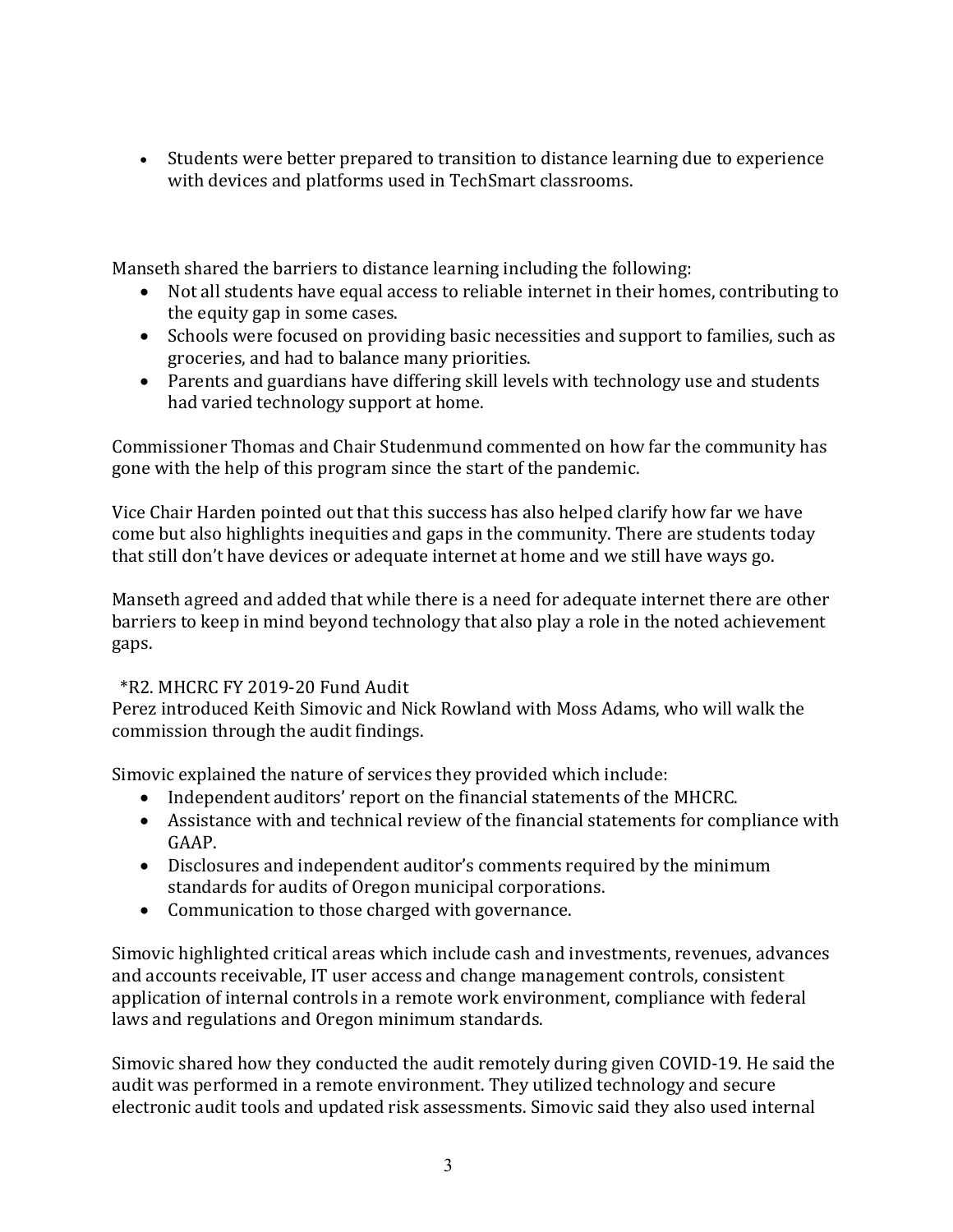- Students were better prepared to transition to distance learning due to experience with devices and platforms used in TechSmart classrooms.

Manseth shared the barriers to distance learning including the following:

- Not all students have equal access to reliable internet in their homes, contributing to the equity gap in some cases.
- Schools were focused on providing basic necessities and support to families, such as groceries, and had to balance many priorities.
- Parents and guardians have differing skill levels with technology use and students had varied technology support at home.

Commissioner Thomas and Chair Studenmund commented on how far the community has gone with the help of this program since the start of the pandemic.

Vice Chair Harden pointed out that this success has also helped clarify how far we have come but also highlights inequities and gaps in the community. There are students today that still don't have devices or adequate internet at home and we still have ways go.

Manseth agreed and added that while there is a need for adequate internet there are other barriers to keep in mind beyond technology that also play a role in the noted achievement gaps.

*R2. MHCRC FY 2019-20 Fund Audit
Perez introduced Keith Simovic and Nick Rowland with Moss Adams, who will walk the commission through the audit findings.

Simovic explained the nature of services they provided which include:

- Independent auditors' report on the financial statements of the MHCRC.
- Assistance with and technical review of the financial statements for compliance with GAAP.
- Disclosures and independent auditor's comments required by the minimum standards for audits of Oregon municipal corporations.
- Communication to those charged with governance.

Simovic highlighted critical areas which include cash and investments, revenues, advances and accounts receivable, IT user access and change management controls, consistent application of internal controls in a remote work environment, compliance with federal laws and regulations and Oregon minimum standards.

Simovic shared how they conducted the audit remotely during given COVID-19. He said the audit was performed in a remote environment. They utilized technology and secure electronic audit tools and updated risk assessments. Simovic said they also used internal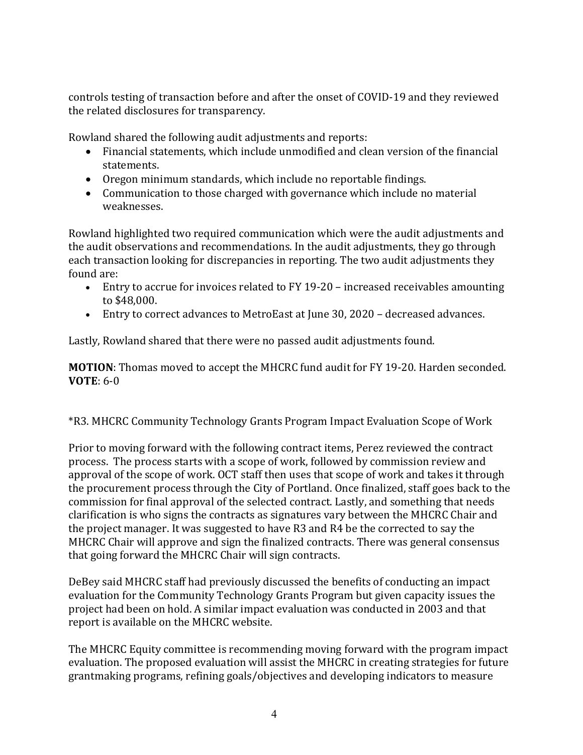controls testing of transaction before and after the onset of COVID-19 and they reviewed the related disclosures for transparency.

Rowland shared the following audit adjustments and reports:

- Financial statements, which include unmodified and clean version of the financial statements.
- Oregon minimum standards, which include no reportable findings.
- Communication to those charged with governance which include no material weaknesses.

Rowland highlighted two required communication which were the audit adjustments and the audit observations and recommendations. In the audit adjustments, they go through each transaction looking for discrepancies in reporting. The two audit adjustments they found are:

- Entry to accrue for invoices related to FY 19-20 – increased receivables amounting to $48,000.
- Entry to correct advances to MetroEast at June 30, 2020 – decreased advances.

Lastly, Rowland shared that there were no passed audit adjustments found.

**MOTION**: Thomas moved to accept the MHCRC fund audit for FY 19-20. Harden seconded.
**VOTE**: 6-0

*R3. MHCRC Community Technology Grants Program Impact Evaluation Scope of Work

Prior to moving forward with the following contract items, Perez reviewed the contract process. The process starts with a scope of work, followed by commission review and approval of the scope of work. OCT staff then uses that scope of work and takes it through the procurement process through the City of Portland. Once finalized, staff goes back to the commission for final approval of the selected contract. Lastly, and something that needs clarification is who signs the contracts as signatures vary between the MHCRC Chair and the project manager. It was suggested to have R3 and R4 be the corrected to say the MHCRC Chair will approve and sign the finalized contracts. There was general consensus that going forward the MHCRC Chair will sign contracts.

DeBey said MHCRC staff had previously discussed the benefits of conducting an impact evaluation for the Community Technology Grants Program but given capacity issues the project had been on hold. A similar impact evaluation was conducted in 2003 and that report is available on the MHCRC website.

The MHCRC Equity committee is recommending moving forward with the program impact evaluation. The proposed evaluation will assist the MHCRC in creating strategies for future grantmaking programs, refining goals/objectives and developing indicators to measure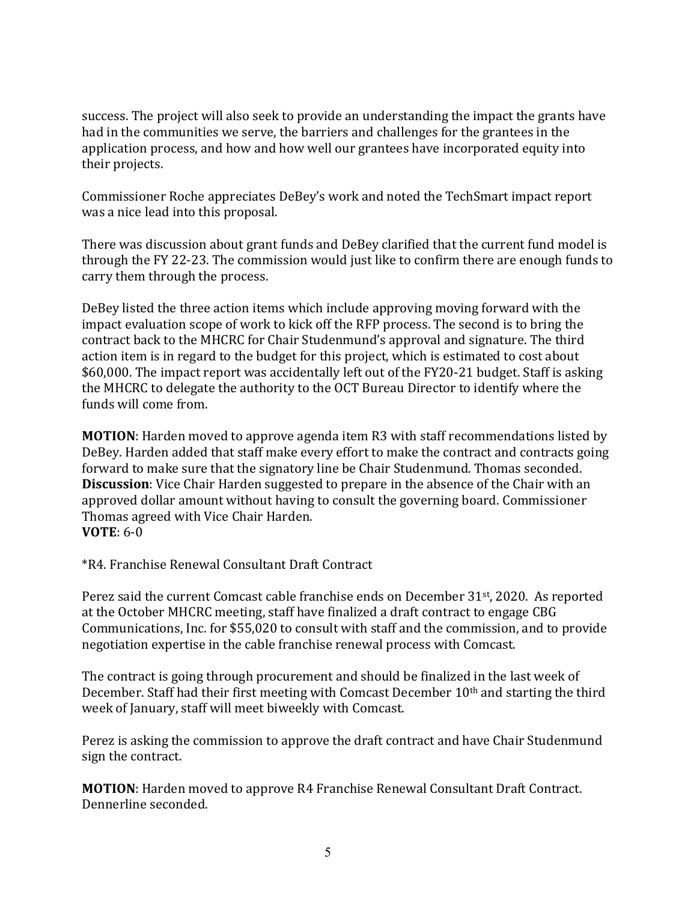success. The project will also seek to provide an understanding the impact the grants have had in the communities we serve, the barriers and challenges for the grantees in the application process, and how and how well our grantees have incorporated equity into their projects.

Commissioner Roche appreciates DeBey's work and noted the TechSmart impact report was a nice lead into this proposal.

There was discussion about grant funds and DeBey clarified that the current fund model is through the FY 22-23. The commission would just like to confirm there are enough funds to carry them through the process.

DeBey listed the three action items which include approving moving forward with the impact evaluation scope of work to kick off the RFP process. The second is to bring the contract back to the MHCRC for Chair Studenmund's approval and signature. The third action item is in regard to the budget for this project, which is estimated to cost about $60,000. The impact report was accidentally left out of the FY20-21 budget. Staff is asking the MHCRC to delegate the authority to the OCT Bureau Director to identify where the funds will come from.

**MOTION**: Harden moved to approve agenda item R3 with staff recommendations listed by DeBey. Harden added that staff make every effort to make the contract and contracts going forward to make sure that the signatory line be Chair Studenmund. Thomas seconded.
**Discussion**: Vice Chair Harden suggested to prepare in the absence of the Chair with an approved dollar amount without having to consult the governing board. Commissioner Thomas agreed with Vice Chair Harden.
**VOTE**: 6-0

*R4. Franchise Renewal Consultant Draft Contract

Perez said the current Comcast cable franchise ends on December 31st, 2020. As reported at the October MHCRC meeting, staff have finalized a draft contract to engage CBG Communications, Inc. for $55,020 to consult with staff and the commission, and to provide negotiation expertise in the cable franchise renewal process with Comcast.

The contract is going through procurement and should be finalized in the last week of December. Staff had their first meeting with Comcast December 10th and starting the third week of January, staff will meet biweekly with Comcast.

Perez is asking the commission to approve the draft contract and have Chair Studenmund sign the contract.

**MOTION**: Harden moved to approve R4 Franchise Renewal Consultant Draft Contract. Dennerline seconded.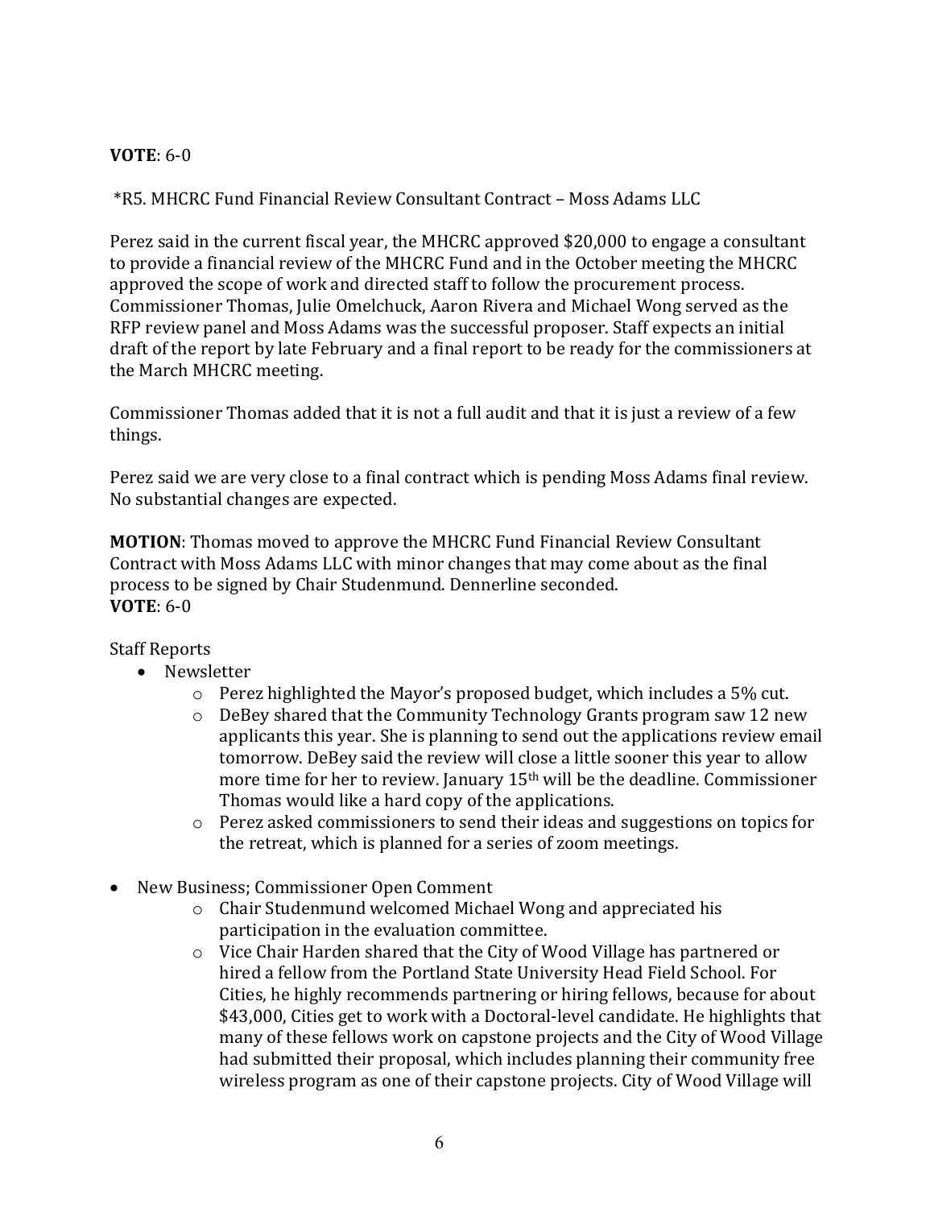**VOTE**: 6-0

*R5. MHCRC Fund Financial Review Consultant Contract – Moss Adams LLC

Perez said in the current fiscal year, the MHCRC approved $20,000 to engage a consultant to provide a financial review of the MHCRC Fund and in the October meeting the MHCRC approved the scope of work and directed staff to follow the procurement process. Commissioner Thomas, Julie Omelchuck, Aaron Rivera and Michael Wong served as the RFP review panel and Moss Adams was the successful proposer. Staff expects an initial draft of the report by late February and a final report to be ready for the commissioners at the March MHCRC meeting.

Commissioner Thomas added that it is not a full audit and that it is just a review of a few things.

Perez said we are very close to a final contract which is pending Moss Adams final review. No substantial changes are expected.

**MOTION**: Thomas moved to approve the MHCRC Fund Financial Review Consultant Contract with Moss Adams LLC with minor changes that may come about as the final process to be signed by Chair Studenmund. Dennerline seconded.
**VOTE**: 6-0

Staff Reports

- Newsletter
    - Perez highlighted the Mayor's proposed budget, which includes a 5% cut.
    - DeBey shared that the Community Technology Grants program saw 12 new applicants this year. She is planning to send out the applications review email tomorrow. DeBey said the review will close a little sooner this year to allow more time for her to review. January 15th will be the deadline. Commissioner Thomas would like a hard copy of the applications.
    - Perez asked commissioners to send their ideas and suggestions on topics for the retreat, which is planned for a series of zoom meetings.

- New Business; Commissioner Open Comment
    - Chair Studenmund welcomed Michael Wong and appreciated his participation in the evaluation committee.
    - Vice Chair Harden shared that the City of Wood Village has partnered or hired a fellow from the Portland State University Head Field School. For Cities, he highly recommends partnering or hiring fellows, because for about $43,000, Cities get to work with a Doctoral-level candidate. He highlights that many of these fellows work on capstone projects and the City of Wood Village had submitted their proposal, which includes planning their community free wireless program as one of their capstone projects. City of Wood Village will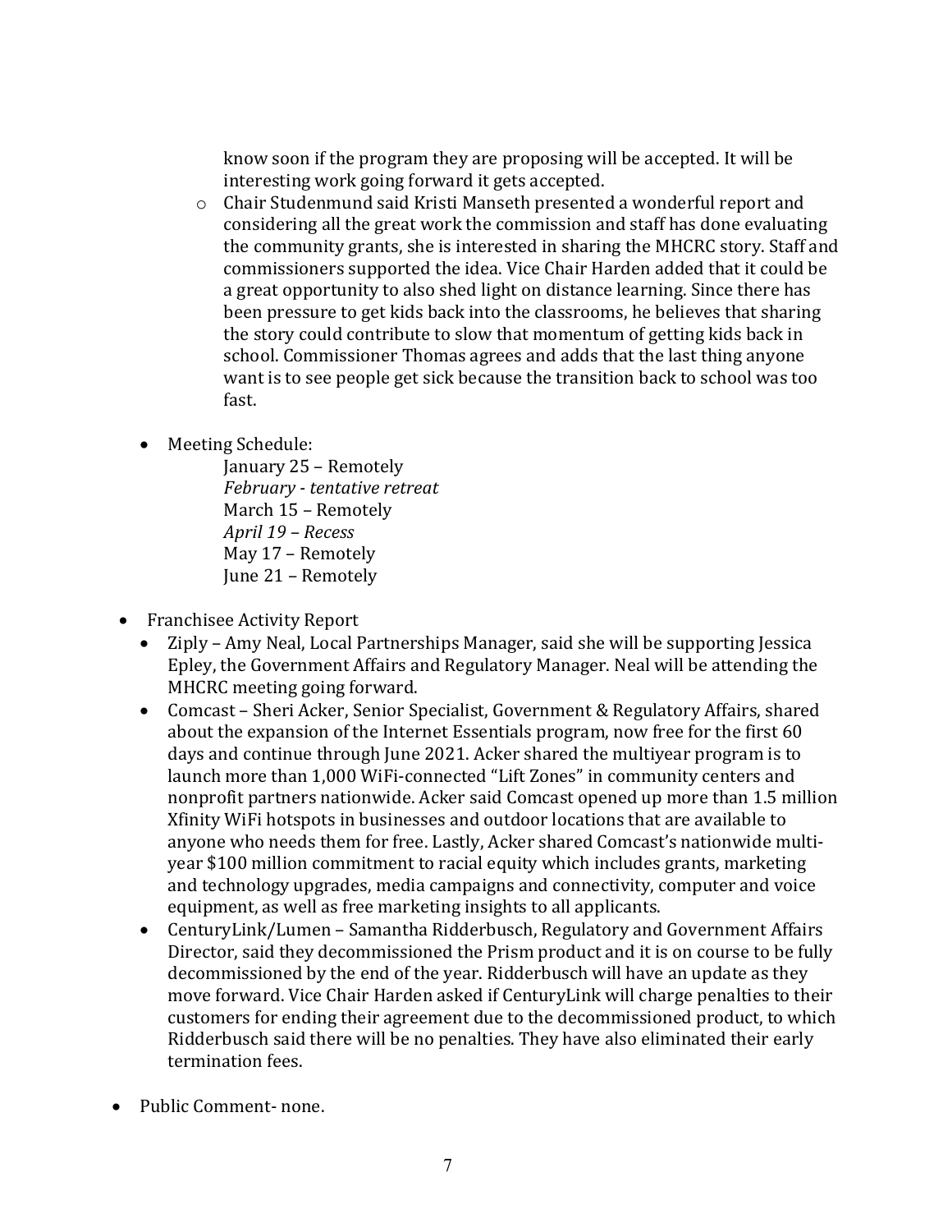know soon if the program they are proposing will be accepted. It will be interesting work going forward it gets accepted.

- Chair Studenmund said Kristi Manseth presented a wonderful report and considering all the great work the commission and staff has done evaluating the community grants, she is interested in sharing the MHCRC story. Staff and commissioners supported the idea. Vice Chair Harden added that it could be a great opportunity to also shed light on distance learning. Since there has been pressure to get kids back into the classrooms, he believes that sharing the story could contribute to slow that momentum of getting kids back in school. Commissioner Thomas agrees and adds that the last thing anyone want is to see people get sick because the transition back to school was too fast.

- Meeting Schedule:
  - January 25 – Remotely
  - *February - tentative retreat*
  - March 15 – Remotely
  - *April 19 – Recess*
  - May 17 – Remotely
  - June 21 – Remotely

- Franchisee Activity Report
  - Ziply – Amy Neal, Local Partnerships Manager, said she will be supporting Jessica Epley, the Government Affairs and Regulatory Manager. Neal will be attending the MHCRC meeting going forward.
  - Comcast – Sheri Acker, Senior Specialist, Government & Regulatory Affairs, shared about the expansion of the Internet Essentials program, now free for the first 60 days and continue through June 2021. Acker shared the multiyear program is to launch more than 1,000 WiFi-connected "Lift Zones" in community centers and nonprofit partners nationwide. Acker said Comcast opened up more than 1.5 million Xfinity WiFi hotspots in businesses and outdoor locations that are available to anyone who needs them for free. Lastly, Acker shared Comcast's nationwide multi-year $100 million commitment to racial equity which includes grants, marketing and technology upgrades, media campaigns and connectivity, computer and voice equipment, as well as free marketing insights to all applicants.
  - CenturyLink/Lumen – Samantha Ridderbusch, Regulatory and Government Affairs Director, said they decommissioned the Prism product and it is on course to be fully decommissioned by the end of the year. Ridderbusch will have an update as they move forward. Vice Chair Harden asked if CenturyLink will charge penalties to their customers for ending their agreement due to the decommissioned product, to which Ridderbusch said there will be no penalties. They have also eliminated their early termination fees.

- Public Comment- none.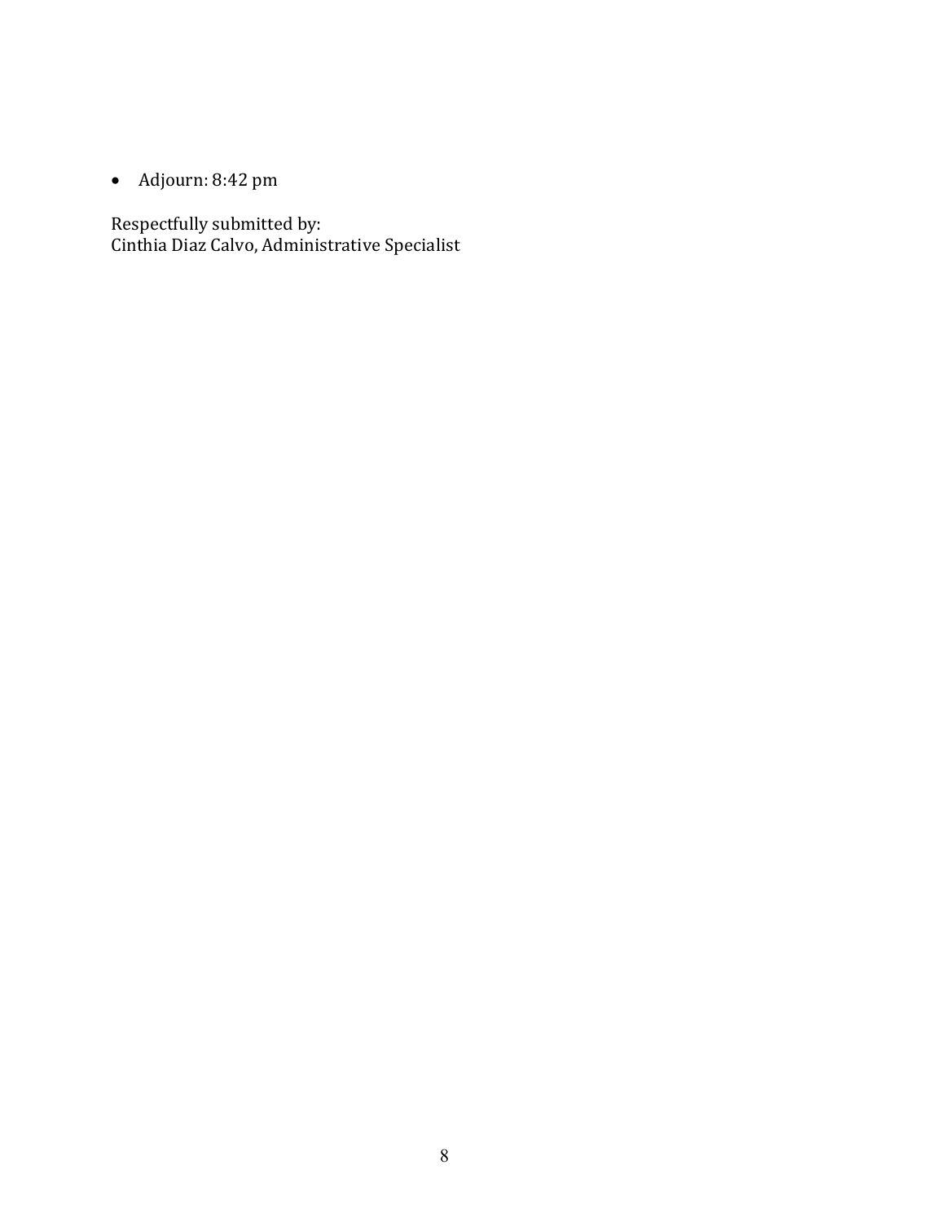- Adjourn: 8:42 pm

Respectfully submitted by:
Cinthia Diaz Calvo, Administrative Specialist